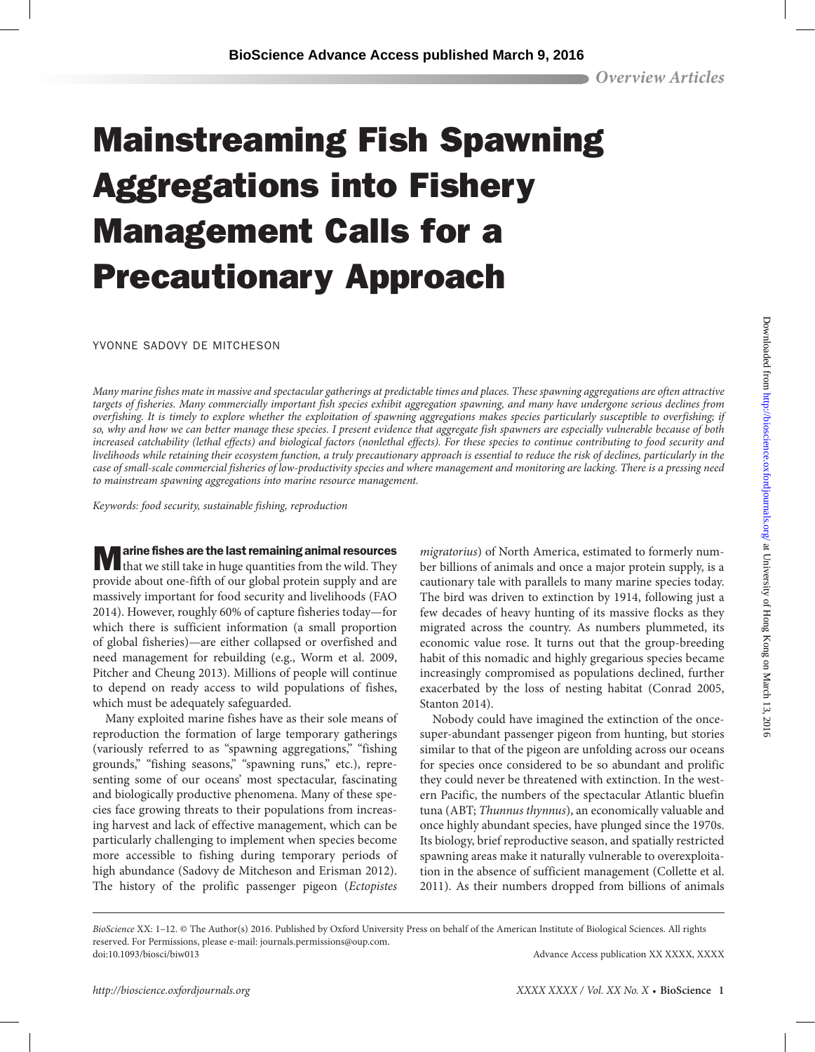# Mainstreaming Fish Spawning Aggregations into Fishery Management Calls for a Precautionary Approach

YVONNE SADOVY DE MITCHESON

*Many marine fishes mate in massive and spectacular gatherings at predictable times and places. These spawning aggregations are often attractive targets of fisheries. Many commercially important fish species exhibit aggregation spawning, and many have undergone serious declines from overfishing. It is timely to explore whether the exploitation of spawning aggregations makes species particularly susceptible to overfishing; if so, why and how we can better manage these species. I present evidence that aggregate fish spawners are especially vulnerable because of both increased catchability (lethal effects) and biological factors (nonlethal effects). For these species to continue contributing to food security and livelihoods while retaining their ecosystem function, a truly precautionary approach is essential to reduce the risk of declines, particularly in the case of small-scale commercial fisheries of low-productivity species and where management and monitoring are lacking. There is a pressing need to mainstream spawning aggregations into marine resource management.*

*Keywords: food security, sustainable fishing, reproduction*

**Marine fishes are the last remaining animal resources** that we still take in huge quantities from the wild. They provide about one-fifth of our global protein supply and are massively important for food security and livelihoods (FAO 2014). However, roughly 60% of capture fisheries today—for which there is sufficient information (a small proportion of global fisheries)—are either collapsed or overfished and need management for rebuilding (e.g., Worm et al. 2009, Pitcher and Cheung 2013). Millions of people will continue to depend on ready access to wild populations of fishes, which must be adequately safeguarded.

Many exploited marine fishes have as their sole means of reproduction the formation of large temporary gatherings (variously referred to as "spawning aggregations," "fishing grounds," "fishing seasons," "spawning runs," etc.), representing some of our oceans' most spectacular, fascinating and biologically productive phenomena. Many of these species face growing threats to their populations from increasing harvest and lack of effective management, which can be particularly challenging to implement when species become more accessible to fishing during temporary periods of high abundance (Sadovy de Mitcheson and Erisman 2012). The history of the prolific passenger pigeon (*Ectopistes migratorius*) of North America, estimated to formerly number billions of animals and once a major protein supply, is a cautionary tale with parallels to many marine species today. The bird was driven to extinction by 1914, following just a few decades of heavy hunting of its massive flocks as they migrated across the country. As numbers plummeted, its economic value rose. It turns out that the group-breeding habit of this nomadic and highly gregarious species became increasingly compromised as populations declined, further exacerbated by the loss of nesting habitat (Conrad 2005, Stanton 2014).

Nobody could have imagined the extinction of the once-super-abundant passenger pigeon from hunting, but stories similar to that of the pigeon are unfolding across our oceans for species once considered to be so abundant and prolific they could never be threatened with extinction. In the western Pacific, the numbers of the spectacular Atlantic bluefin tuna (ABT; *Thunnus thynnus*), an economically valuable and once highly abundant species, have plunged since the 1970s. Its biology, brief reproductive season, and spatially restricted spawning areas make it naturally vulnerable to overexploitation in the absence of sufficient management (Collette et al. 2011). As their numbers dropped from billions of animals

*BioScience* XX: 1–12. © The Author(s) 2016. Published by Oxford University Press on behalf of the American Institute of Biological Sciences. All rights reserved. For Permissions, please e-mail: journals.permissions@oup.com.
doi:10.1093/biosci/biw013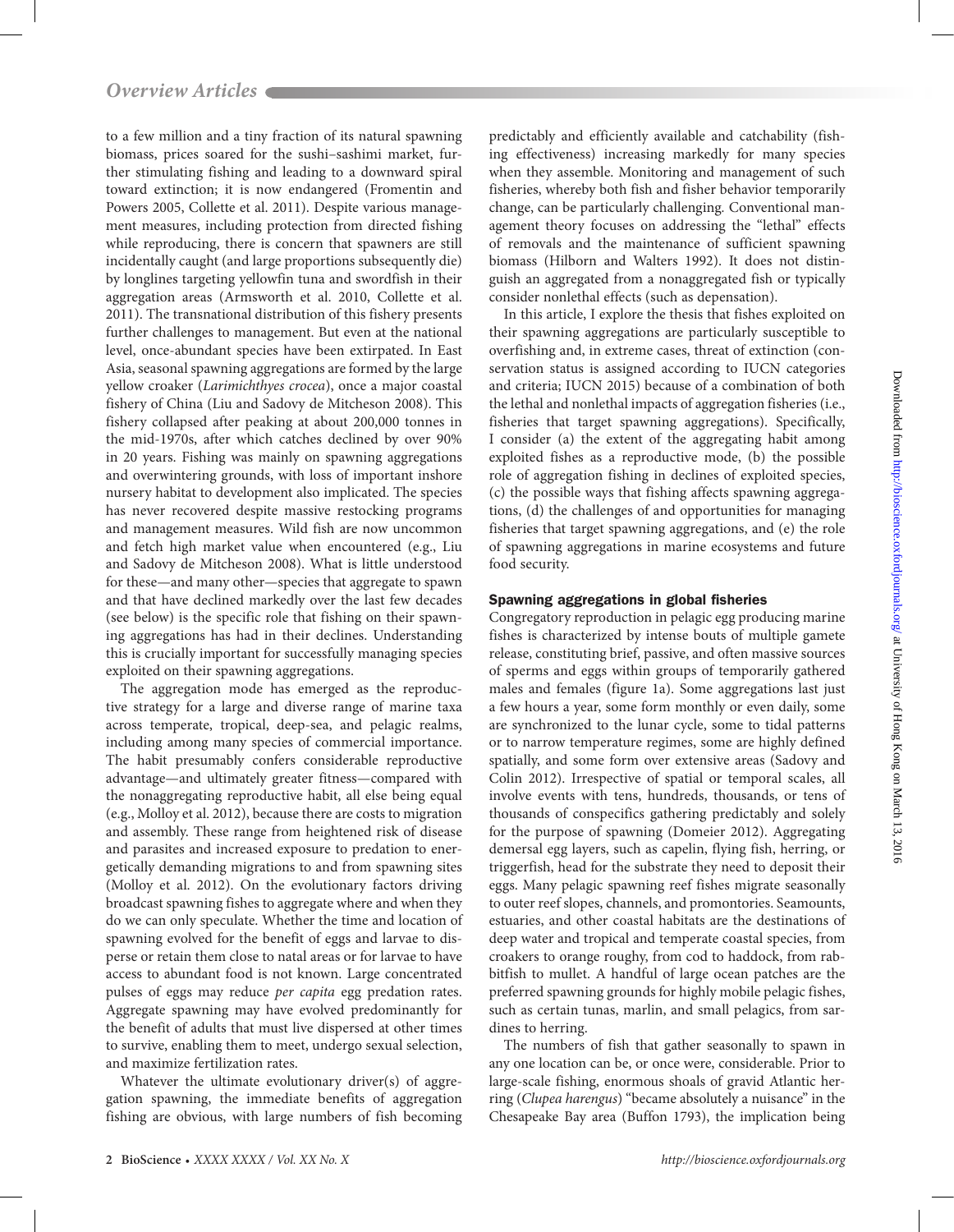to a few million and a tiny fraction of its natural spawning biomass, prices soared for the sushi–sashimi market, further stimulating fishing and leading to a downward spiral toward extinction; it is now endangered (Fromentin and Powers 2005, Collette et al. 2011). Despite various management measures, including protection from directed fishing while reproducing, there is concern that spawners are still incidentally caught (and large proportions subsequently die) by longlines targeting yellowfin tuna and swordfish in their aggregation areas (Armsworth et al. 2010, Collette et al. 2011). The transnational distribution of this fishery presents further challenges to management. But even at the national level, once-abundant species have been extirpated. In East Asia, seasonal spawning aggregations are formed by the large yellow croaker (*Larimichthyes crocea*), once a major coastal fishery of China (Liu and Sadovy de Mitcheson 2008). This fishery collapsed after peaking at about 200,000 tonnes in the mid-1970s, after which catches declined by over 90% in 20 years. Fishing was mainly on spawning aggregations and overwintering grounds, with loss of important inshore nursery habitat to development also implicated. The species has never recovered despite massive restocking programs and management measures. Wild fish are now uncommon and fetch high market value when encountered (e.g., Liu and Sadovy de Mitcheson 2008). What is little understood for these—and many other—species that aggregate to spawn and that have declined markedly over the last few decades (see below) is the specific role that fishing on their spawning aggregations has had in their declines. Understanding this is crucially important for successfully managing species exploited on their spawning aggregations.

The aggregation mode has emerged as the reproductive strategy for a large and diverse range of marine taxa across temperate, tropical, deep-sea, and pelagic realms, including among many species of commercial importance. The habit presumably confers considerable reproductive advantage—and ultimately greater fitness—compared with the nonaggregating reproductive habit, all else being equal (e.g., Molloy et al. 2012), because there are costs to migration and assembly. These range from heightened risk of disease and parasites and increased exposure to predation to energetically demanding migrations to and from spawning sites (Molloy et al. 2012). On the evolutionary factors driving broadcast spawning fishes to aggregate where and when they do we can only speculate. Whether the time and location of spawning evolved for the benefit of eggs and larvae to disperse or retain them close to natal areas or for larvae to have access to abundant food is not known. Large concentrated pulses of eggs may reduce *per capita* egg predation rates. Aggregate spawning may have evolved predominantly for the benefit of adults that must live dispersed at other times to survive, enabling them to meet, undergo sexual selection, and maximize fertilization rates.

Whatever the ultimate evolutionary driver(s) of aggregation spawning, the immediate benefits of aggregation fishing are obvious, with large numbers of fish becoming predictably and efficiently available and catchability (fishing effectiveness) increasing markedly for many species when they assemble. Monitoring and management of such fisheries, whereby both fish and fisher behavior temporarily change, can be particularly challenging. Conventional management theory focuses on addressing the "lethal" effects of removals and the maintenance of sufficient spawning biomass (Hilborn and Walters 1992). It does not distinguish an aggregated from a nonaggregated fish or typically consider nonlethal effects (such as depensation).

In this article, I explore the thesis that fishes exploited on their spawning aggregations are particularly susceptible to overfishing and, in extreme cases, threat of extinction (conservation status is assigned according to IUCN categories and criteria; IUCN 2015) because of a combination of both the lethal and nonlethal impacts of aggregation fisheries (i.e., fisheries that target spawning aggregations). Specifically, I consider (a) the extent of the aggregating habit among exploited fishes as a reproductive mode, (b) the possible role of aggregation fishing in declines of exploited species, (c) the possible ways that fishing affects spawning aggregations, (d) the challenges of and opportunities for managing fisheries that target spawning aggregations, and (e) the role of spawning aggregations in marine ecosystems and future food security.

## Spawning aggregations in global fisheries

Congregatory reproduction in pelagic egg producing marine fishes is characterized by intense bouts of multiple gamete release, constituting brief, passive, and often massive sources of sperms and eggs within groups of temporarily gathered males and females (figure 1a). Some aggregations last just a few hours a year, some form monthly or even daily, some are synchronized to the lunar cycle, some to tidal patterns or to narrow temperature regimes, some are highly defined spatially, and some form over extensive areas (Sadovy and Colin 2012). Irrespective of spatial or temporal scales, all involve events with tens, hundreds, thousands, or tens of thousands of conspecifics gathering predictably and solely for the purpose of spawning (Domeier 2012). Aggregating demersal egg layers, such as capelin, flying fish, herring, or triggerfish, head for the substrate they need to deposit their eggs. Many pelagic spawning reef fishes migrate seasonally to outer reef slopes, channels, and promontories. Seamounts, estuaries, and other coastal habitats are the destinations of deep water and tropical and temperate coastal species, from croakers to orange roughy, from cod to haddock, from rabbitfish to mullet. A handful of large ocean patches are the preferred spawning grounds for highly mobile pelagic fishes, such as certain tunas, marlin, and small pelagics, from sardines to herring.

The numbers of fish that gather seasonally to spawn in any one location can be, or once were, considerable. Prior to large-scale fishing, enormous shoals of gravid Atlantic herring (*Clupea harengus*) "became absolutely a nuisance" in the Chesapeake Bay area (Buffon 1793), the implication being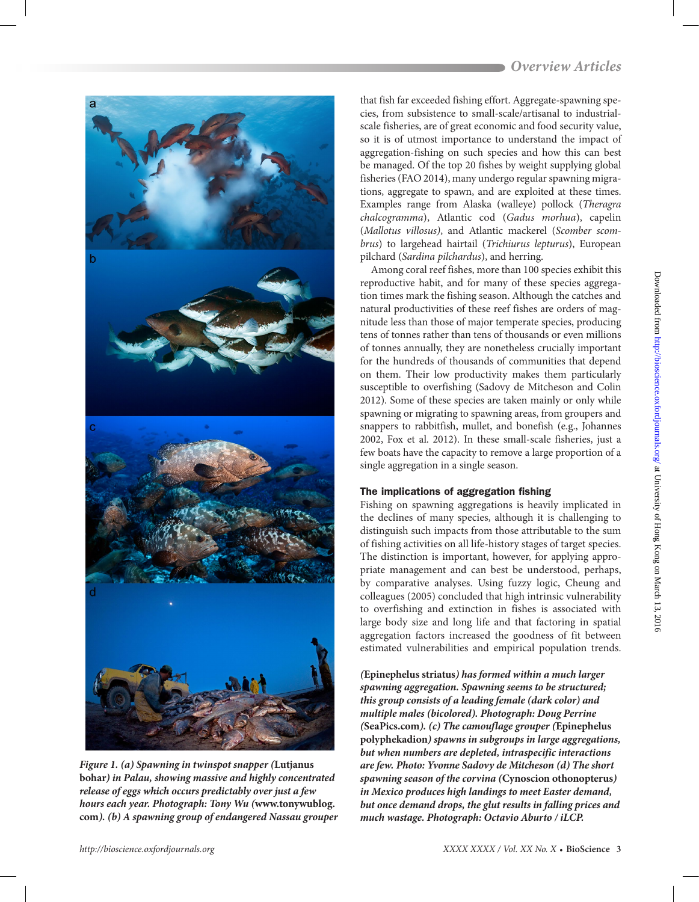that fish far exceeded fishing effort. Aggregate-spawning species, from subsistence to small-scale/artisanal to industrial-scale fisheries, are of great economic and food security value, so it is of utmost importance to understand the impact of aggregation-fishing on such species and how this can best be managed. Of the top 20 fishes by weight supplying global fisheries (FAO 2014), many undergo regular spawning migrations, aggregate to spawn, and are exploited at these times. Examples range from Alaska (walleye) pollock (*Theragra chalcogramma*), Atlantic cod (*Gadus morhua*), capelin (*Mallotus villosus*), and Atlantic mackerel (*Scomber scombrus*) to largehead hairtail (*Trichiurus lepturus*), European pilchard (*Sardina pilchardus*), and herring.

Among coral reef fishes, more than 100 species exhibit this reproductive habit, and for many of these species aggregation times mark the fishing season. Although the catches and natural productivities of these reef fishes are orders of magnitude less than those of major temperate species, producing tens of tonnes rather than tens of thousands or even millions of tonnes annually, they are nonetheless crucially important for the hundreds of thousands of communities that depend on them. Their low productivity makes them particularly susceptible to overfishing (Sadovy de Mitcheson and Colin 2012). Some of these species are taken mainly or only while spawning or migrating to spawning areas, from groupers and snappers to rabbitfish, mullet, and bonefish (e.g., Johannes 2002, Fox et al. 2012). In these small-scale fisheries, just a few boats have the capacity to remove a large proportion of a single aggregation in a single season.

### The implications of aggregation fishing

Fishing on spawning aggregations is heavily implicated in the declines of many species, although it is challenging to distinguish such impacts from those attributable to the sum of fishing activities on all life-history stages of target species. The distinction is important, however, for applying appropriate management and can best be understood, perhaps, by comparative analyses. Using fuzzy logic, Cheung and colleagues (2005) concluded that high intrinsic vulnerability to overfishing and extinction in fishes is associated with large body size and long life and that factoring in spatial aggregation factors increased the goodness of fit between estimated vulnerabilities and empirical population trends.

***Figure 1. (a) Spawning in twinspot snapper (*Lutjanus bohar*) in Palau, showing massive and highly concentrated release of eggs which occurs predictably over just a few hours each year. Photograph: Tony Wu (www.tonywublog.com). (b) A spawning group of endangered Nassau grouper (*Epinephelus striatus*) has formed within a much larger spawning aggregation. Spawning seems to be structured; this group consists of a leading female (dark color) and multiple males (bicolored). Photograph: Doug Perrine (SeaPics.com). (c) The camouflage grouper (*Epinephelus polyphekadion*) spawns in subgroups in large aggregations, but when numbers are depleted, intraspecific interactions are few. Photo: Yvonne Sadovy de Mitcheson (d) The short spawning season of the corvina (*Cynoscion othonopterus*) in Mexico produces high landings to meet Easter demand, but once demand drops, the glut results in falling prices and much wastage. Photograph: Octavio Aburto / iLCP.***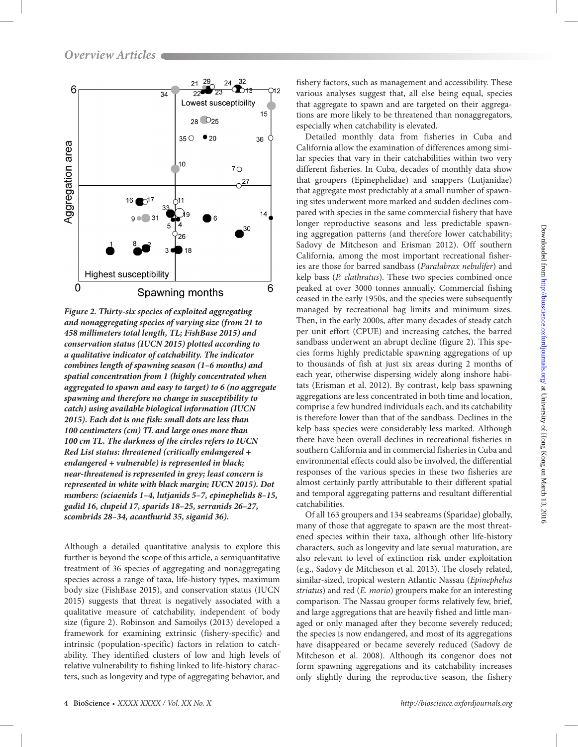**Figure 2. Thirty-six species of exploited aggregating and nonaggregating species of varying size (from 21 to 458 millimeters total length, TL; FishBase 2015) and conservation status (IUCN 2015) plotted according to a qualitative indicator of catchability. The indicator combines length of spawning season (1–6 months) and spatial concentration from 1 (highly concentrated when aggregated to spawn and easy to target) to 6 (no aggregate spawning and therefore no change in susceptibility to catch) using available biological information (IUCN 2015). Each dot is one fish: small dots are less than 100 centimeters (cm) TL and large ones more than 100 cm TL. The darkness of the circles refers to IUCN Red List status: threatened (critically endangered + endangered + vulnerable) is represented in black; near-threatened is represented in grey; least concern is represented in white with black margin; IUCN 2015). Dot numbers: (sciaenids 1–4, lutjanids 5–7, epinephelids 8–15, gadid 16, clupeid 17, sparids 18–25, serranids 26–27, scombrids 28–34, acanthurid 35, siganid 36).**

Although a detailed quantitative analysis to explore this further is beyond the scope of this article, a semiquantitative treatment of 36 species of aggregating and nonaggregating species across a range of taxa, life-history types, maximum body size (FishBase 2015), and conservation status (IUCN 2015) suggests that threat is negatively associated with a qualitative measure of catchability, independent of body size (figure 2). Robinson and Samoilys (2013) developed a framework for examining extrinsic (fishery-specific) and intrinsic (population-specific) factors in relation to catchability. They identified clusters of low and high levels of relative vulnerability to fishing linked to life-history characters, such as longevity and type of aggregating behavior, and fishery factors, such as management and accessibility. These various analyses suggest that, all else being equal, species that aggregate to spawn and are targeted on their aggregations are more likely to be threatened than nonaggregators, especially when catchability is elevated.

Detailed monthly data from fisheries in Cuba and California allow the examination of differences among similar species that vary in their catchabilities within two very different fisheries. In Cuba, decades of monthly data show that groupers (Epinephelidae) and snappers (Lutjanidae) that aggregate most predictably at a small number of spawning sites underwent more marked and sudden declines compared with species in the same commercial fishery that have longer reproductive seasons and less predictable spawning aggregation patterns (and therefore lower catchability; Sadovy de Mitcheson and Erisman 2012). Off southern California, among the most important recreational fisheries are those for barred sandbass (*Paralabrax nebulifer*) and kelp bass (*P. clathratus*). These two species combined once peaked at over 3000 tonnes annually. Commercial fishing ceased in the early 1950s, and the species were subsequently managed by recreational bag limits and minimum sizes. Then, in the early 2000s, after many decades of steady catch per unit effort (CPUE) and increasing catches, the barred sandbass underwent an abrupt decline (figure 2). This species forms highly predictable spawning aggregations of up to thousands of fish at just six areas during 2 months of each year, otherwise dispersing widely along inshore habitats (Erisman et al. 2012). By contrast, kelp bass spawning aggregations are less concentrated in both time and location, comprise a few hundred individuals each, and its catchability is therefore lower than that of the sandbass. Declines in the kelp bass species were considerably less marked. Although there have been overall declines in recreational fisheries in southern California and in commercial fisheries in Cuba and environmental effects could also be involved, the differential responses of the various species in these two fisheries are almost certainly partly attributable to their different spatial and temporal aggregating patterns and resultant differential catchabilities.

Of all 163 groupers and 134 seabreams (Sparidae) globally, many of those that aggregate to spawn are the most threatened species within their taxa, although other life-history characters, such as longevity and late sexual maturation, are also relevant to level of extinction risk under exploitation (e.g., Sadovy de Mitcheson et al. 2013). The closely related, similar-sized, tropical western Atlantic Nassau (*Epinephelus striatus*) and red (*E. morio*) groupers make for an interesting comparison. The Nassau grouper forms relatively few, brief, and large aggregations that are heavily fished and little managed or only managed after they become severely reduced; the species is now endangered, and most of its aggregations have disappeared or became severely reduced (Sadovy de Mitcheson et al. 2008). Although its congenor does not form spawning aggregations and its catchability increases only slightly during the reproductive season, the fishery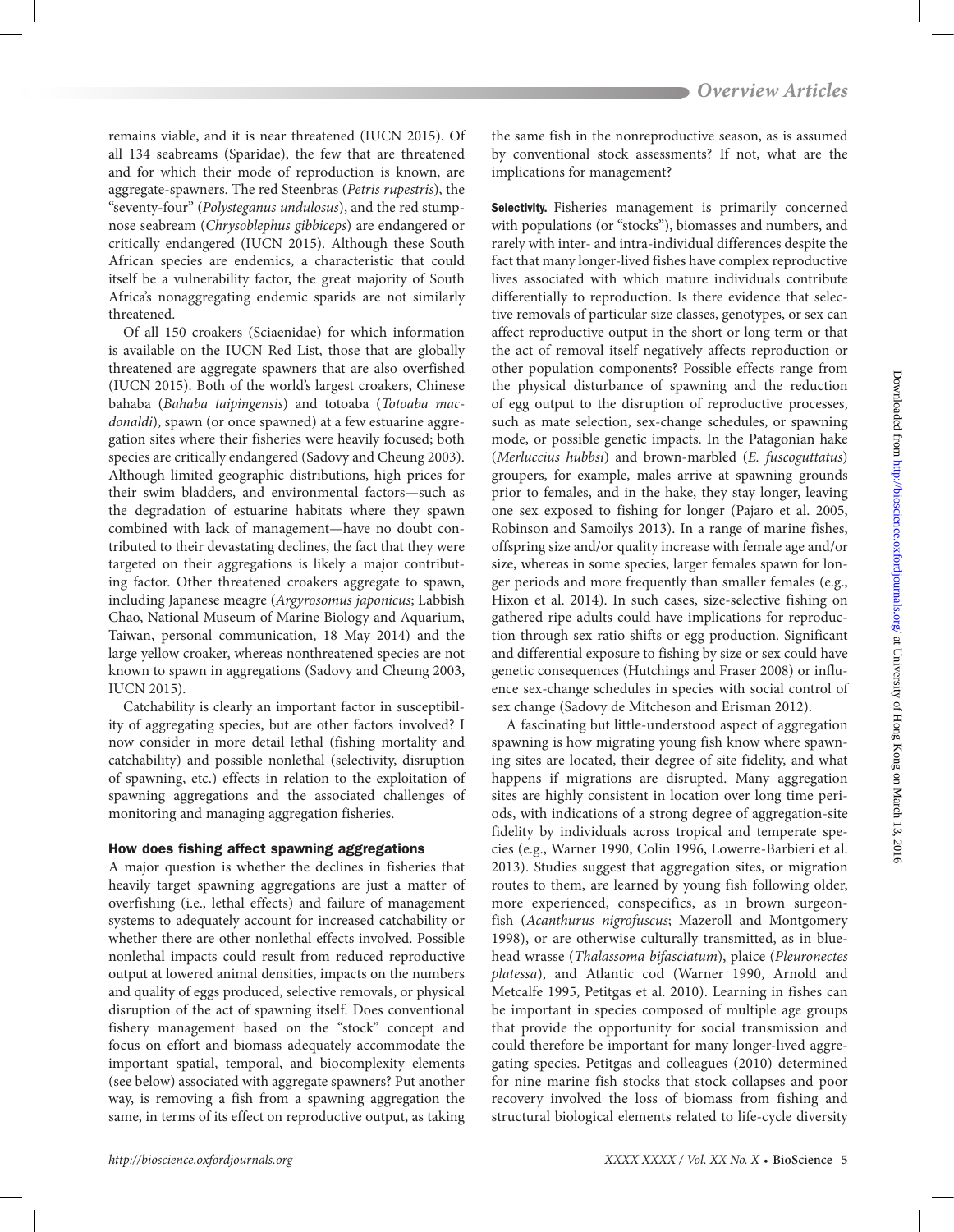remains viable, and it is near threatened (IUCN 2015). Of all 134 seabreams (Sparidae), the few that are threatened and for which their mode of reproduction is known, are aggregate-spawners. The red Steenbras (*Petris rupestris*), the "seventy-four" (*Polysteganus undulosus*), and the red stumpnose seabream (*Chrysoblephus gibbiceps*) are endangered or critically endangered (IUCN 2015). Although these South African species are endemics, a characteristic that could itself be a vulnerability factor, the great majority of South Africa's nonaggregating endemic sparids are not similarly threatened.

Of all 150 croakers (Sciaenidae) for which information is available on the IUCN Red List, those that are globally threatened are aggregate spawners that are also overfished (IUCN 2015). Both of the world's largest croakers, Chinese bahaba (*Bahaba taipingensis*) and totoaba (*Totoaba macdonaldi*), spawn (or once spawned) at a few estuarine aggregation sites where their fisheries were heavily focused; both species are critically endangered (Sadovy and Cheung 2003). Although limited geographic distributions, high prices for their swim bladders, and environmental factors—such as the degradation of estuarine habitats where they spawn combined with lack of management—have no doubt contributed to their devastating declines, the fact that they were targeted on their aggregations is likely a major contributing factor. Other threatened croakers aggregate to spawn, including Japanese meagre (*Argyrosomus japonicus*; Labbish Chao, National Museum of Marine Biology and Aquarium, Taiwan, personal communication, 18 May 2014) and the large yellow croaker, whereas nonthreatened species are not known to spawn in aggregations (Sadovy and Cheung 2003, IUCN 2015).

Catchability is clearly an important factor in susceptibility of aggregating species, but are other factors involved? I now consider in more detail lethal (fishing mortality and catchability) and possible nonlethal (selectivity, disruption of spawning, etc.) effects in relation to the exploitation of spawning aggregations and the associated challenges of monitoring and managing aggregation fisheries.

## How does fishing affect spawning aggregations

A major question is whether the declines in fisheries that heavily target spawning aggregations are just a matter of overfishing (i.e., lethal effects) and failure of management systems to adequately account for increased catchability or whether there are other nonlethal effects involved. Possible nonlethal impacts could result from reduced reproductive output at lowered animal densities, impacts on the numbers and quality of eggs produced, selective removals, or physical disruption of the act of spawning itself. Does conventional fishery management based on the "stock" concept and focus on effort and biomass adequately accommodate the important spatial, temporal, and biocomplexity elements (see below) associated with aggregate spawners? Put another way, is removing a fish from a spawning aggregation the same, in terms of its effect on reproductive output, as taking the same fish in the nonreproductive season, as is assumed by conventional stock assessments? If not, what are the implications for management?

**Selectivity.** Fisheries management is primarily concerned with populations (or "stocks"), biomasses and numbers, and rarely with inter- and intra-individual differences despite the fact that many longer-lived fishes have complex reproductive lives associated with which mature individuals contribute differentially to reproduction. Is there evidence that selective removals of particular size classes, genotypes, or sex can affect reproductive output in the short or long term or that the act of removal itself negatively affects reproduction or other population components? Possible effects range from the physical disturbance of spawning and the reduction of egg output to the disruption of reproductive processes, such as mate selection, sex-change schedules, or spawning mode, or possible genetic impacts. In the Patagonian hake (*Merluccius hubbsi*) and brown-marbled (*E. fuscoguttatus*) groupers, for example, males arrive at spawning grounds prior to females, and in the hake, they stay longer, leaving one sex exposed to fishing for longer (Pajaro et al. 2005, Robinson and Samoilys 2013). In a range of marine fishes, offspring size and/or quality increase with female age and/or size, whereas in some species, larger females spawn for longer periods and more frequently than smaller females (e.g., Hixon et al. 2014). In such cases, size-selective fishing on gathered ripe adults could have implications for reproduction through sex ratio shifts or egg production. Significant and differential exposure to fishing by size or sex could have genetic consequences (Hutchings and Fraser 2008) or influence sex-change schedules in species with social control of sex change (Sadovy de Mitcheson and Erisman 2012).

A fascinating but little-understood aspect of aggregation spawning is how migrating young fish know where spawning sites are located, their degree of site fidelity, and what happens if migrations are disrupted. Many aggregation sites are highly consistent in location over long time periods, with indications of a strong degree of aggregation-site fidelity by individuals across tropical and temperate species (e.g., Warner 1990, Colin 1996, Lowerre-Barbieri et al. 2013). Studies suggest that aggregation sites, or migration routes to them, are learned by young fish following older, more experienced, conspecifics, as in brown surgeonfish (*Acanthurus nigrofuscus*; Mazeroll and Montgomery 1998), or are otherwise culturally transmitted, as in bluehead wrasse (*Thalassoma bifasciatum*), plaice (*Pleuronectes platessa*), and Atlantic cod (Warner 1990, Arnold and Metcalfe 1995, Petitgas et al. 2010). Learning in fishes can be important in species composed of multiple age groups that provide the opportunity for social transmission and could therefore be important for many longer-lived aggregating species. Petitgas and colleagues (2010) determined for nine marine fish stocks that stock collapses and poor recovery involved the loss of biomass from fishing and structural biological elements related to life-cycle diversity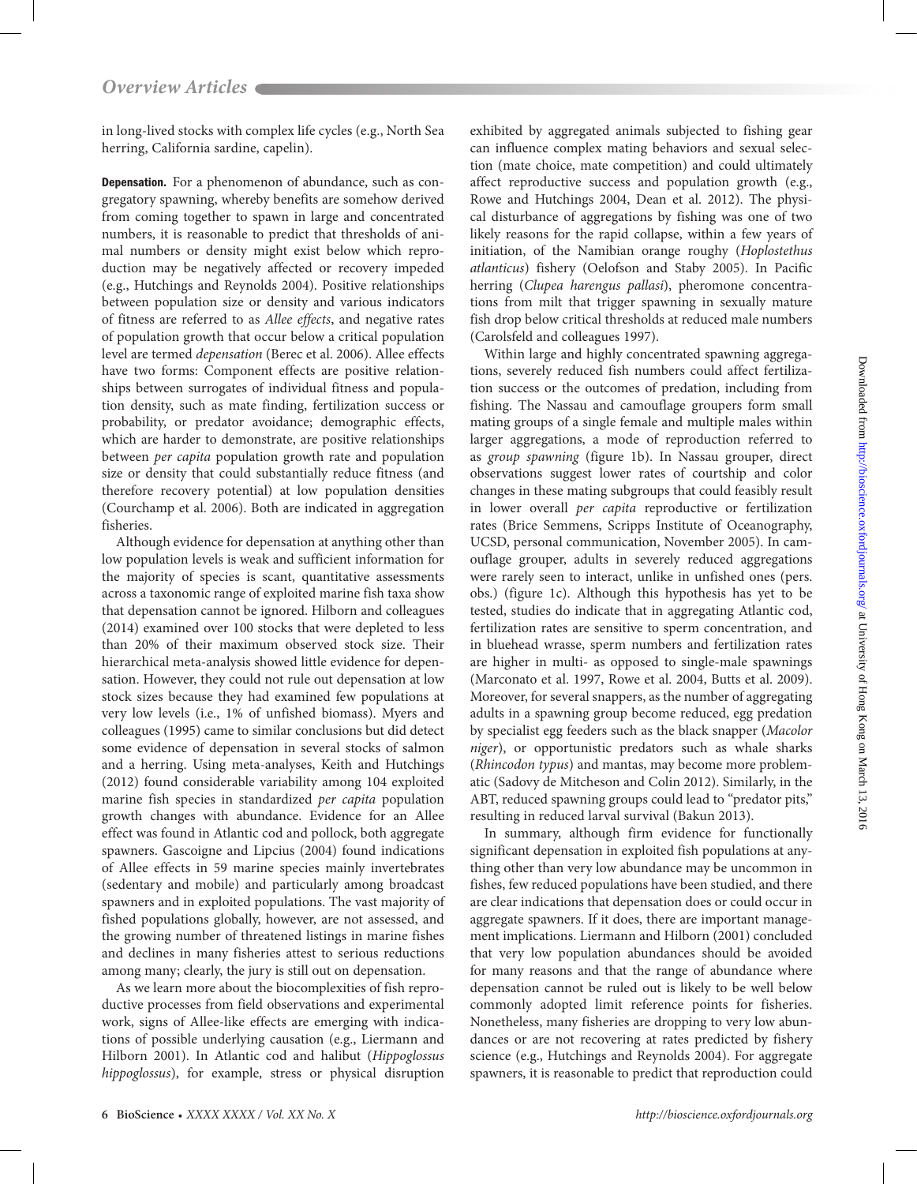in long-lived stocks with complex life cycles (e.g., North Sea herring, California sardine, capelin).

**Depensation.** For a phenomenon of abundance, such as congregatory spawning, whereby benefits are somehow derived from coming together to spawn in large and concentrated numbers, it is reasonable to predict that thresholds of animal numbers or density might exist below which reproduction may be negatively affected or recovery impeded (e.g., Hutchings and Reynolds 2004). Positive relationships between population size or density and various indicators of fitness are referred to as *Allee effects*, and negative rates of population growth that occur below a critical population level are termed *depensation* (Berec et al. 2006). Allee effects have two forms: Component effects are positive relationships between surrogates of individual fitness and population density, such as mate finding, fertilization success or probability, or predator avoidance; demographic effects, which are harder to demonstrate, are positive relationships between *per capita* population growth rate and population size or density that could substantially reduce fitness (and therefore recovery potential) at low population densities (Courchamp et al. 2006). Both are indicated in aggregation fisheries.

Although evidence for depensation at anything other than low population levels is weak and sufficient information for the majority of species is scant, quantitative assessments across a taxonomic range of exploited marine fish taxa show that depensation cannot be ignored. Hilborn and colleagues (2014) examined over 100 stocks that were depleted to less than 20% of their maximum observed stock size. Their hierarchical meta-analysis showed little evidence for depensation. However, they could not rule out depensation at low stock sizes because they had examined few populations at very low levels (i.e., 1% of unfished biomass). Myers and colleagues (1995) came to similar conclusions but did detect some evidence of depensation in several stocks of salmon and a herring. Using meta-analyses, Keith and Hutchings (2012) found considerable variability among 104 exploited marine fish species in standardized *per capita* population growth changes with abundance. Evidence for an Allee effect was found in Atlantic cod and pollock, both aggregate spawners. Gascoigne and Lipcius (2004) found indications of Allee effects in 59 marine species mainly invertebrates (sedentary and mobile) and particularly among broadcast spawners and in exploited populations. The vast majority of fished populations globally, however, are not assessed, and the growing number of threatened listings in marine fishes and declines in many fisheries attest to serious reductions among many; clearly, the jury is still out on depensation.

As we learn more about the biocomplexities of fish reproductive processes from field observations and experimental work, signs of Allee-like effects are emerging with indications of possible underlying causation (e.g., Liermann and Hilborn 2001). In Atlantic cod and halibut (*Hippoglossus hippoglossus*), for example, stress or physical disruption exhibited by aggregated animals subjected to fishing gear can influence complex mating behaviors and sexual selection (mate choice, mate competition) and could ultimately affect reproductive success and population growth (e.g., Rowe and Hutchings 2004, Dean et al. 2012). The physical disturbance of aggregations by fishing was one of two likely reasons for the rapid collapse, within a few years of initiation, of the Namibian orange roughy (*Hoplostethus atlanticus*) fishery (Oelofson and Staby 2005). In Pacific herring (*Clupea harengus pallasi*), pheromone concentrations from milt that trigger spawning in sexually mature fish drop below critical thresholds at reduced male numbers (Carolsfeld and colleagues 1997).

Within large and highly concentrated spawning aggregations, severely reduced fish numbers could affect fertilization success or the outcomes of predation, including from fishing. The Nassau and camouflage groupers form small mating groups of a single female and multiple males within larger aggregations, a mode of reproduction referred to as *group spawning* (figure 1b). In Nassau grouper, direct observations suggest lower rates of courtship and color changes in these mating subgroups that could feasibly result in lower overall *per capita* reproductive or fertilization rates (Brice Semmens, Scripps Institute of Oceanography, UCSD, personal communication, November 2005). In camouflage grouper, adults in severely reduced aggregations were rarely seen to interact, unlike in unfished ones (pers. obs.) (figure 1c). Although this hypothesis has yet to be tested, studies do indicate that in aggregating Atlantic cod, fertilization rates are sensitive to sperm concentration, and in bluehead wrasse, sperm numbers and fertilization rates are higher in multi- as opposed to single-male spawnings (Marconato et al. 1997, Rowe et al. 2004, Butts et al. 2009). Moreover, for several snappers, as the number of aggregating adults in a spawning group become reduced, egg predation by specialist egg feeders such as the black snapper (*Macolor niger*), or opportunistic predators such as whale sharks (*Rhincodon typus*) and mantas, may become more problematic (Sadovy de Mitcheson and Colin 2012). Similarly, in the ABT, reduced spawning groups could lead to "predator pits," resulting in reduced larval survival (Bakun 2013).

In summary, although firm evidence for functionally significant depensation in exploited fish populations at anything other than very low abundance may be uncommon in fishes, few reduced populations have been studied, and there are clear indications that depensation does or could occur in aggregate spawners. If it does, there are important management implications. Liermann and Hilborn (2001) concluded that very low population abundances should be avoided for many reasons and that the range of abundance where depensation cannot be ruled out is likely to be well below commonly adopted limit reference points for fisheries. Nonetheless, many fisheries are dropping to very low abundances or are not recovering at rates predicted by fishery science (e.g., Hutchings and Reynolds 2004). For aggregate spawners, it is reasonable to predict that reproduction could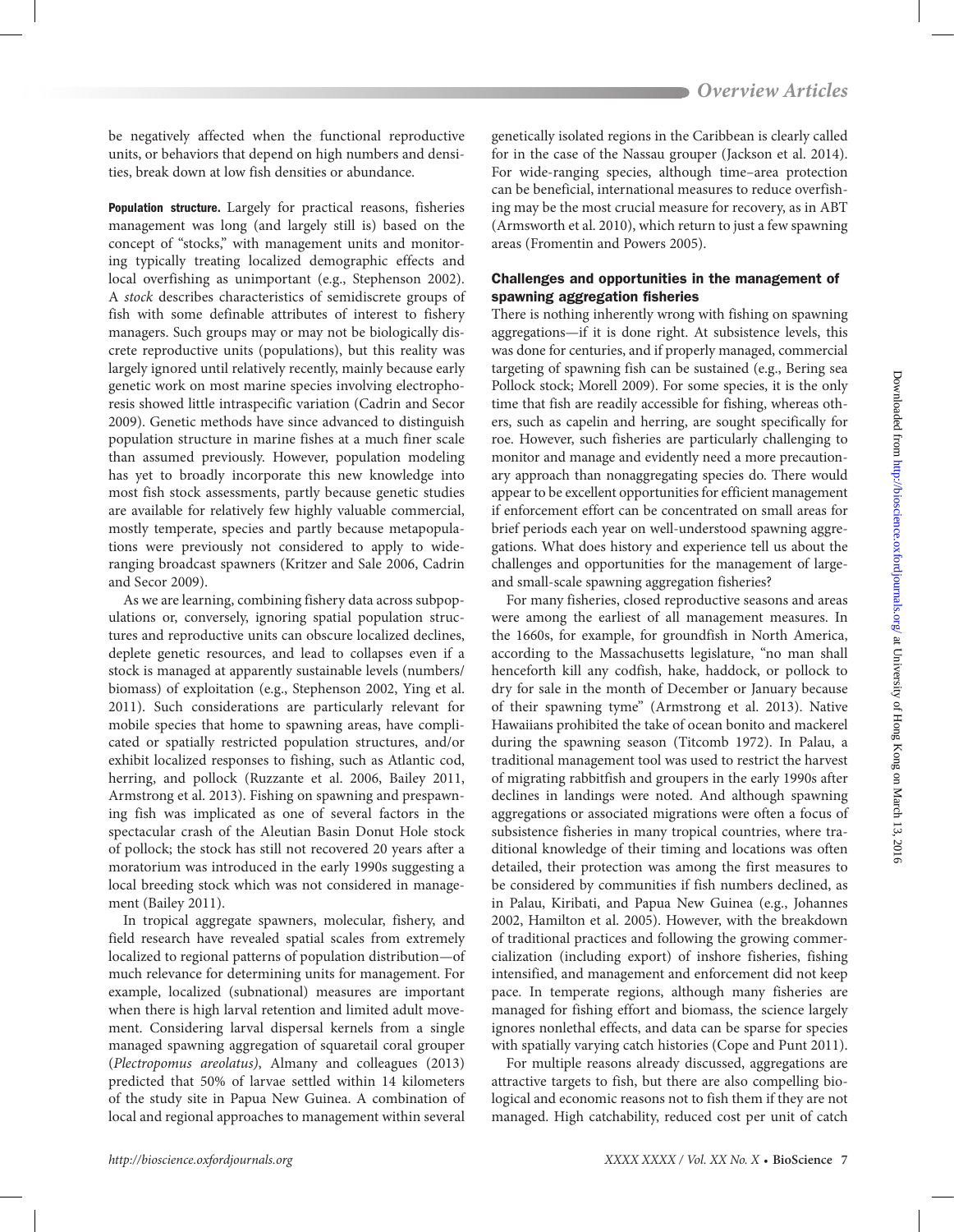be negatively affected when the functional reproductive units, or behaviors that depend on high numbers and densities, break down at low fish densities or abundance.

**Population structure.** Largely for practical reasons, fisheries management was long (and largely still is) based on the concept of "stocks," with management units and monitoring typically treating localized demographic effects and local overfishing as unimportant (e.g., Stephenson 2002). A *stock* describes characteristics of semidiscrete groups of fish with some definable attributes of interest to fishery managers. Such groups may or may not be biologically discrete reproductive units (populations), but this reality was largely ignored until relatively recently, mainly because early genetic work on most marine species involving electrophoresis showed little intraspecific variation (Cadrin and Secor 2009). Genetic methods have since advanced to distinguish population structure in marine fishes at a much finer scale than assumed previously. However, population modeling has yet to broadly incorporate this new knowledge into most fish stock assessments, partly because genetic studies are available for relatively few highly valuable commercial, mostly temperate, species and partly because metapopulations were previously not considered to apply to wide-ranging broadcast spawners (Kritzer and Sale 2006, Cadrin and Secor 2009).

As we are learning, combining fishery data across subpopulations or, conversely, ignoring spatial population structures and reproductive units can obscure localized declines, deplete genetic resources, and lead to collapses even if a stock is managed at apparently sustainable levels (numbers/biomass) of exploitation (e.g., Stephenson 2002, Ying et al. 2011). Such considerations are particularly relevant for mobile species that home to spawning areas, have complicated or spatially restricted population structures, and/or exhibit localized responses to fishing, such as Atlantic cod, herring, and pollock (Ruzzante et al. 2006, Bailey 2011, Armstrong et al. 2013). Fishing on spawning and prespawning fish was implicated as one of several factors in the spectacular crash of the Aleutian Basin Donut Hole stock of pollock; the stock has still not recovered 20 years after a moratorium was introduced in the early 1990s suggesting a local breeding stock which was not considered in management (Bailey 2011).

In tropical aggregate spawners, molecular, fishery, and field research have revealed spatial scales from extremely localized to regional patterns of population distribution—of much relevance for determining units for management. For example, localized (subnational) measures are important when there is high larval retention and limited adult movement. Considering larval dispersal kernels from a single managed spawning aggregation of squaretail coral grouper (*Plectropomus areolatus)*, Almany and colleagues (2013) predicted that 50% of larvae settled within 14 kilometers of the study site in Papua New Guinea. A combination of local and regional approaches to management within several genetically isolated regions in the Caribbean is clearly called for in the case of the Nassau grouper (Jackson et al. 2014). For wide-ranging species, although time–area protection can be beneficial, international measures to reduce overfishing may be the most crucial measure for recovery, as in ABT (Armsworth et al. 2010), which return to just a few spawning areas (Fromentin and Powers 2005).

## Challenges and opportunities in the management of spawning aggregation fisheries

There is nothing inherently wrong with fishing on spawning aggregations—if it is done right. At subsistence levels, this was done for centuries, and if properly managed, commercial targeting of spawning fish can be sustained (e.g., Bering sea Pollock stock; Morell 2009). For some species, it is the only time that fish are readily accessible for fishing, whereas others, such as capelin and herring, are sought specifically for roe. However, such fisheries are particularly challenging to monitor and manage and evidently need a more precautionary approach than nonaggregating species do. There would appear to be excellent opportunities for efficient management if enforcement effort can be concentrated on small areas for brief periods each year on well-understood spawning aggregations. What does history and experience tell us about the challenges and opportunities for the management of large- and small-scale spawning aggregation fisheries?

For many fisheries, closed reproductive seasons and areas were among the earliest of all management measures. In the 1660s, for example, for groundfish in North America, according to the Massachusetts legislature, "no man shall henceforth kill any codfish, hake, haddock, or pollock to dry for sale in the month of December or January because of their spawning tyme" (Armstrong et al. 2013). Native Hawaiians prohibited the take of ocean bonito and mackerel during the spawning season (Titcomb 1972). In Palau, a traditional management tool was used to restrict the harvest of migrating rabbitfish and groupers in the early 1990s after declines in landings were noted. And although spawning aggregations or associated migrations were often a focus of subsistence fisheries in many tropical countries, where traditional knowledge of their timing and locations was often detailed, their protection was among the first measures to be considered by communities if fish numbers declined, as in Palau, Kiribati, and Papua New Guinea (e.g., Johannes 2002, Hamilton et al. 2005). However, with the breakdown of traditional practices and following the growing commercialization (including export) of inshore fisheries, fishing intensified, and management and enforcement did not keep pace. In temperate regions, although many fisheries are managed for fishing effort and biomass, the science largely ignores nonlethal effects, and data can be sparse for species with spatially varying catch histories (Cope and Punt 2011).

For multiple reasons already discussed, aggregations are attractive targets to fish, but there are also compelling biological and economic reasons not to fish them if they are not managed. High catchability, reduced cost per unit of catch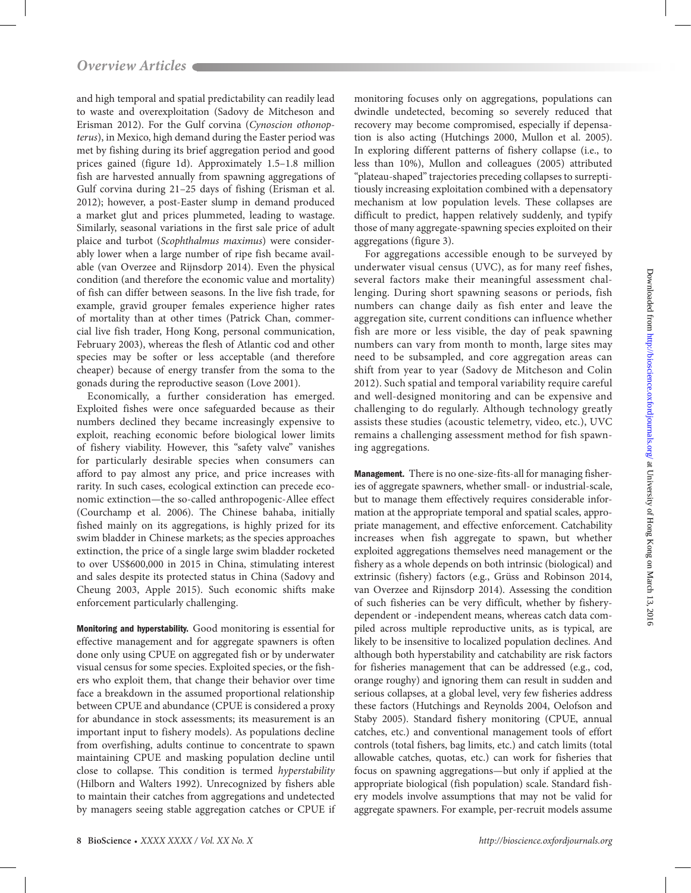and high temporal and spatial predictability can readily lead to waste and overexploitation (Sadovy de Mitcheson and Erisman 2012). For the Gulf corvina (*Cynoscion othonopterus*), in Mexico, high demand during the Easter period was met by fishing during its brief aggregation period and good prices gained (figure 1d). Approximately 1.5–1.8 million fish are harvested annually from spawning aggregations of Gulf corvina during 21–25 days of fishing (Erisman et al. 2012); however, a post-Easter slump in demand produced a market glut and prices plummeted, leading to wastage. Similarly, seasonal variations in the first sale price of adult plaice and turbot (*Scophthalmus maximus*) were considerably lower when a large number of ripe fish became available (van Overzee and Rijnsdorp 2014). Even the physical condition (and therefore the economic value and mortality) of fish can differ between seasons. In the live fish trade, for example, gravid grouper females experience higher rates of mortality than at other times (Patrick Chan, commercial live fish trader, Hong Kong, personal communication, February 2003), whereas the flesh of Atlantic cod and other species may be softer or less acceptable (and therefore cheaper) because of energy transfer from the soma to the gonads during the reproductive season (Love 2001).

Economically, a further consideration has emerged. Exploited fishes were once safeguarded because as their numbers declined they became increasingly expensive to exploit, reaching economic before biological lower limits of fishery viability. However, this "safety valve" vanishes for particularly desirable species when consumers can afford to pay almost any price, and price increases with rarity. In such cases, ecological extinction can precede economic extinction—the so-called anthropogenic-Allee effect (Courchamp et al. 2006). The Chinese bahaba, initially fished mainly on its aggregations, is highly prized for its swim bladder in Chinese markets; as the species approaches extinction, the price of a single large swim bladder rocketed to over US$600,000 in 2015 in China, stimulating interest and sales despite its protected status in China (Sadovy and Cheung 2003, Apple 2015). Such economic shifts make enforcement particularly challenging.

**Monitoring and hyperstability.** Good monitoring is essential for effective management and for aggregate spawners is often done only using CPUE on aggregated fish or by underwater visual census for some species. Exploited species, or the fishers who exploit them, that change their behavior over time face a breakdown in the assumed proportional relationship between CPUE and abundance (CPUE is considered a proxy for abundance in stock assessments; its measurement is an important input to fishery models). As populations decline from overfishing, adults continue to concentrate to spawn maintaining CPUE and masking population decline until close to collapse. This condition is termed *hyperstability* (Hilborn and Walters 1992). Unrecognized by fishers able to maintain their catches from aggregations and undetected by managers seeing stable aggregation catches or CPUE if monitoring focuses only on aggregations, populations can dwindle undetected, becoming so severely reduced that recovery may become compromised, especially if depensation is also acting (Hutchings 2000, Mullon et al. 2005). In exploring different patterns of fishery collapse (i.e., to less than 10%), Mullon and colleagues (2005) attributed "plateau-shaped" trajectories preceding collapses to surreptitiously increasing exploitation combined with a depensatory mechanism at low population levels. These collapses are difficult to predict, happen relatively suddenly, and typify those of many aggregate-spawning species exploited on their aggregations (figure 3).

For aggregations accessible enough to be surveyed by underwater visual census (UVC), as for many reef fishes, several factors make their meaningful assessment challenging. During short spawning seasons or periods, fish numbers can change daily as fish enter and leave the aggregation site, current conditions can influence whether fish are more or less visible, the day of peak spawning numbers can vary from month to month, large sites may need to be subsampled, and core aggregation areas can shift from year to year (Sadovy de Mitcheson and Colin 2012). Such spatial and temporal variability require careful and well-designed monitoring and can be expensive and challenging to do regularly. Although technology greatly assists these studies (acoustic telemetry, video, etc.), UVC remains a challenging assessment method for fish spawning aggregations.

**Management.** There is no one-size-fits-all for managing fisheries of aggregate spawners, whether small- or industrial-scale, but to manage them effectively requires considerable information at the appropriate temporal and spatial scales, appropriate management, and effective enforcement. Catchability increases when fish aggregate to spawn, but whether exploited aggregations themselves need management or the fishery as a whole depends on both intrinsic (biological) and extrinsic (fishery) factors (e.g., Grüss and Robinson 2014, van Overzee and Rijnsdorp 2014). Assessing the condition of such fisheries can be very difficult, whether by fishery-dependent or -independent means, whereas catch data compiled across multiple reproductive units, as is typical, are likely to be insensitive to localized population declines. And although both hyperstability and catchability are risk factors for fisheries management that can be addressed (e.g., cod, orange roughy) and ignoring them can result in sudden and serious collapses, at a global level, very few fisheries address these factors (Hutchings and Reynolds 2004, Oelofson and Staby 2005). Standard fishery monitoring (CPUE, annual catches, etc.) and conventional management tools of effort controls (total fishers, bag limits, etc.) and catch limits (total allowable catches, quotas, etc.) can work for fisheries that focus on spawning aggregations—but only if applied at the appropriate biological (fish population) scale. Standard fishery models involve assumptions that may not be valid for aggregate spawners. For example, per-recruit models assume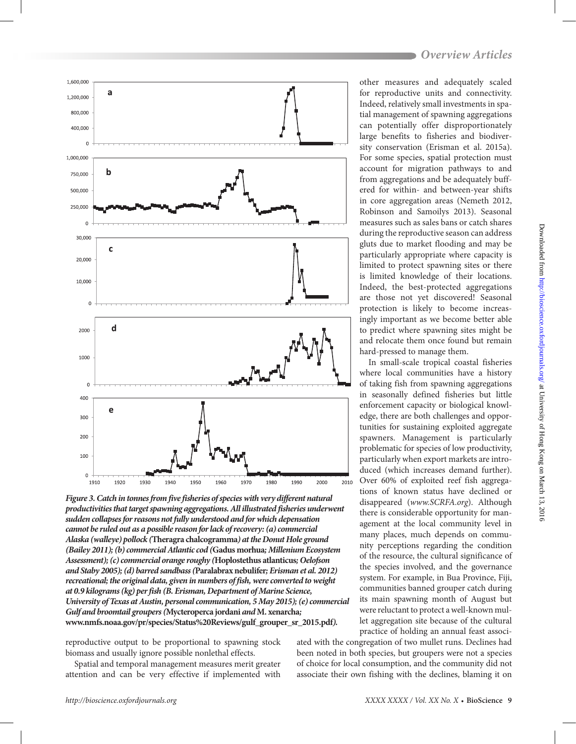*Figure 3. Catch in tonnes from five fisheries of species with very different natural productivities that target spawning aggregations. All illustrated fisheries underwent sudden collapses for reasons not fully understood and for which depensation cannot be ruled out as a possible reason for lack of recovery: (a) commercial Alaska (walleye) pollock (*Theragra chalcogramma*) at the Donut Hole ground (Bailey 2011); (b) commercial Atlantic cod (*Gadus morhua*; Millenium Ecosystem Assessment); (c) commercial orange roughy (*Hoplostethus atlanticus*; Oelofson and Staby 2005); (d) barred sandbass (*Paralabrax nebulifer*; Erisman et al. 2012) recreational; the original data, given in numbers of fish, were converted to weight at 0.9 kilograms (kg) per fish (B. Erisman, Department of Marine Science, University of Texas at Austin, personal communication, 5 May 2015); (e) commercial Gulf and broomtail groupers (*Mycteroperca jordani *and* M. xenarcha*; *www.nmfs.noaa.gov/pr/species/Status%20Reviews/gulf_grouper_sr_2015.pdf*).*

reproductive output to be proportional to spawning stock biomass and usually ignore possible nonlethal effects.

Spatial and temporal management measures merit greater attention and can be very effective if implemented with other measures and adequately scaled for reproductive units and connectivity. Indeed, relatively small investments in spatial management of spawning aggregations can potentially offer disproportionately large benefits to fisheries and biodiversity conservation (Erisman et al. 2015a). For some species, spatial protection must account for migration pathways to and from aggregations and be adequately buffered for within- and between-year shifts in core aggregation areas (Nemeth 2012, Robinson and Samoilys 2013). Seasonal measures such as sales bans or catch shares during the reproductive season can address gluts due to market flooding and may be particularly appropriate where capacity is limited to protect spawning sites or there is limited knowledge of their locations. Indeed, the best-protected aggregations are those not yet discovered! Seasonal protection is likely to become increasingly important as we become better able to predict where spawning sites might be and relocate them once found but remain hard-pressed to manage them.

In small-scale tropical coastal fisheries where local communities have a history of taking fish from spawning aggregations in seasonally defined fisheries but little enforcement capacity or biological knowledge, there are both challenges and opportunities for sustaining exploited aggregate spawners. Management is particularly problematic for species of low productivity, particularly when export markets are introduced (which increases demand further). Over 60% of exploited reef fish aggregations of known status have declined or disappeared (*www.SCRFA.org*). Although there is considerable opportunity for management at the local community level in many places, much depends on community perceptions regarding the condition of the resource, the cultural significance of the species involved, and the governance system. For example, in Bua Province, Fiji, communities banned grouper catch during its main spawning month of August but were reluctant to protect a well-known mullet aggregation site because of the cultural practice of holding an annual feast associated with the congregation of two mullet runs. Declines had been noted in both species, but groupers were not a species of choice for local consumption, and the community did not associate their own fishing with the declines, blaming it on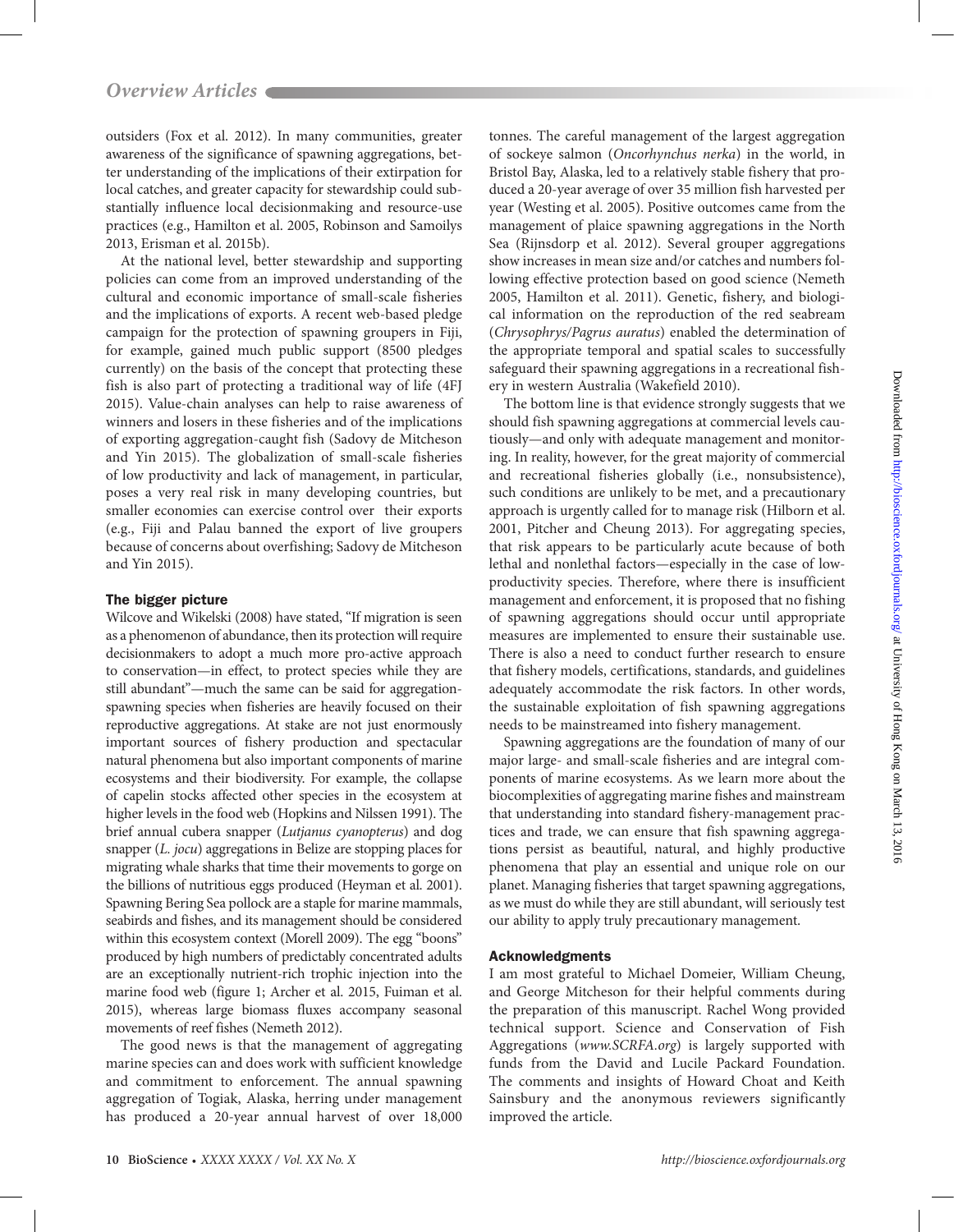outsiders (Fox et al. 2012). In many communities, greater awareness of the significance of spawning aggregations, better understanding of the implications of their extirpation for local catches, and greater capacity for stewardship could substantially influence local decisionmaking and resource-use practices (e.g., Hamilton et al. 2005, Robinson and Samoilys 2013, Erisman et al. 2015b).

At the national level, better stewardship and supporting policies can come from an improved understanding of the cultural and economic importance of small-scale fisheries and the implications of exports. A recent web-based pledge campaign for the protection of spawning groupers in Fiji, for example, gained much public support (8500 pledges currently) on the basis of the concept that protecting these fish is also part of protecting a traditional way of life (4FJ 2015). Value-chain analyses can help to raise awareness of winners and losers in these fisheries and of the implications of exporting aggregation-caught fish (Sadovy de Mitcheson and Yin 2015). The globalization of small-scale fisheries of low productivity and lack of management, in particular, poses a very real risk in many developing countries, but smaller economies can exercise control over their exports (e.g., Fiji and Palau banned the export of live groupers because of concerns about overfishing; Sadovy de Mitcheson and Yin 2015).

### The bigger picture

Wilcove and Wikelski (2008) have stated, "If migration is seen as a phenomenon of abundance, then its protection will require decisionmakers to adopt a much more pro-active approach to conservation—in effect, to protect species while they are still abundant"—much the same can be said for aggregation-spawning species when fisheries are heavily focused on their reproductive aggregations. At stake are not just enormously important sources of fishery production and spectacular natural phenomena but also important components of marine ecosystems and their biodiversity. For example, the collapse of capelin stocks affected other species in the ecosystem at higher levels in the food web (Hopkins and Nilssen 1991). The brief annual cubera snapper (*Lutjanus cyanopterus*) and dog snapper (*L. jocu*) aggregations in Belize are stopping places for migrating whale sharks that time their movements to gorge on the billions of nutritious eggs produced (Heyman et al. 2001). Spawning Bering Sea pollock are a staple for marine mammals, seabirds and fishes, and its management should be considered within this ecosystem context (Morell 2009). The egg "boons" produced by high numbers of predictably concentrated adults are an exceptionally nutrient-rich trophic injection into the marine food web (figure 1; Archer et al. 2015, Fuiman et al. 2015), whereas large biomass fluxes accompany seasonal movements of reef fishes (Nemeth 2012).

The good news is that the management of aggregating marine species can and does work with sufficient knowledge and commitment to enforcement. The annual spawning aggregation of Togiak, Alaska, herring under management has produced a 20-year annual harvest of over 18,000 tonnes. The careful management of the largest aggregation of sockeye salmon (*Oncorhynchus nerka*) in the world, in Bristol Bay, Alaska, led to a relatively stable fishery that produced a 20-year average of over 35 million fish harvested per year (Westing et al. 2005). Positive outcomes came from the management of plaice spawning aggregations in the North Sea (Rijnsdorp et al. 2012). Several grouper aggregations show increases in mean size and/or catches and numbers following effective protection based on good science (Nemeth 2005, Hamilton et al. 2011). Genetic, fishery, and biological information on the reproduction of the red seabream (*Chrysophrys/Pagrus auratus*) enabled the determination of the appropriate temporal and spatial scales to successfully safeguard their spawning aggregations in a recreational fishery in western Australia (Wakefield 2010).

The bottom line is that evidence strongly suggests that we should fish spawning aggregations at commercial levels cautiously—and only with adequate management and monitoring. In reality, however, for the great majority of commercial and recreational fisheries globally (i.e., nonsubsistence), such conditions are unlikely to be met, and a precautionary approach is urgently called for to manage risk (Hilborn et al. 2001, Pitcher and Cheung 2013). For aggregating species, that risk appears to be particularly acute because of both lethal and nonlethal factors—especially in the case of low-productivity species. Therefore, where there is insufficient management and enforcement, it is proposed that no fishing of spawning aggregations should occur until appropriate measures are implemented to ensure their sustainable use. There is also a need to conduct further research to ensure that fishery models, certifications, standards, and guidelines adequately accommodate the risk factors. In other words, the sustainable exploitation of fish spawning aggregations needs to be mainstreamed into fishery management.

Spawning aggregations are the foundation of many of our major large- and small-scale fisheries and are integral components of marine ecosystems. As we learn more about the biocomplexities of aggregating marine fishes and mainstream that understanding into standard fishery-management practices and trade, we can ensure that fish spawning aggregations persist as beautiful, natural, and highly productive phenomena that play an essential and unique role on our planet. Managing fisheries that target spawning aggregations, as we must do while they are still abundant, will seriously test our ability to apply truly precautionary management.

### Acknowledgments

I am most grateful to Michael Domeier, William Cheung, and George Mitcheson for their helpful comments during the preparation of this manuscript. Rachel Wong provided technical support. Science and Conservation of Fish Aggregations (*www.SCRFA.org*) is largely supported with funds from the David and Lucile Packard Foundation. The comments and insights of Howard Choat and Keith Sainsbury and the anonymous reviewers significantly improved the article.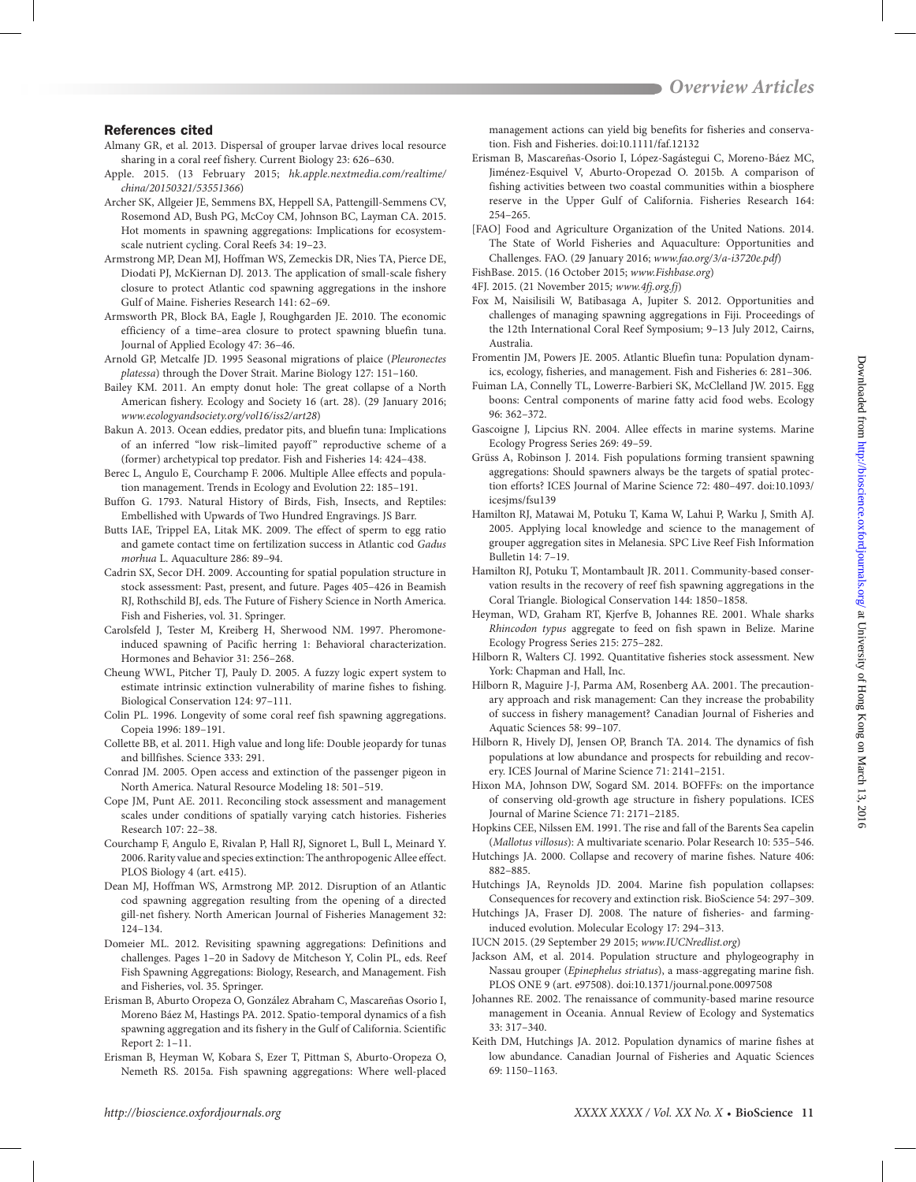## References cited

Almany GR, et al. 2013. Dispersal of grouper larvae drives local resource sharing in a coral reef fishery. Current Biology 23: 626–630.

Apple. 2015. (13 February 2015; *hk.apple.nextmedia.com/realtime/china/20150321/53551366*)

Archer SK, Allgeier JE, Semmens BX, Heppell SA, Pattengill-Semmens CV, Rosemond AD, Bush PG, McCoy CM, Johnson BC, Layman CA. 2015. Hot moments in spawning aggregations: Implications for ecosystem-scale nutrient cycling. Coral Reefs 34: 19–23.

Armstrong MP, Dean MJ, Hoffman WS, Zemeckis DR, Nies TA, Pierce DE, Diodati PJ, McKiernan DJ. 2013. The application of small-scale fishery closure to protect Atlantic cod spawning aggregations in the inshore Gulf of Maine. Fisheries Research 141: 62–69.

Armsworth PR, Block BA, Eagle J, Roughgarden JE. 2010. The economic efficiency of a time–area closure to protect spawning bluefin tuna. Journal of Applied Ecology 47: 36–46.

Arnold GP, Metcalfe JD. 1995 Seasonal migrations of plaice (*Pleuronectes platessa*) through the Dover Strait. Marine Biology 127: 151–160.

Bailey KM. 2011. An empty donut hole: The great collapse of a North American fishery. Ecology and Society 16 (art. 28). (29 January 2016; *www.ecologyandsociety.org/vol16/iss2/art28*)

Bakun A. 2013. Ocean eddies, predator pits, and bluefin tuna: Implications of an inferred "low risk–limited payoff" reproductive scheme of a (former) archetypical top predator. Fish and Fisheries 14: 424–438.

Berec L, Angulo E, Courchamp F. 2006. Multiple Allee effects and population management. Trends in Ecology and Evolution 22: 185–191.

Buffon G. 1793. Natural History of Birds, Fish, Insects, and Reptiles: Embellished with Upwards of Two Hundred Engravings. JS Barr.

Butts IAE, Trippel EA, Litak MK. 2009. The effect of sperm to egg ratio and gamete contact time on fertilization success in Atlantic cod *Gadus morhua* L. Aquaculture 286: 89–94.

Cadrin SX, Secor DH. 2009. Accounting for spatial population structure in stock assessment: Past, present, and future. Pages 405–426 in Beamish RJ, Rothschild BJ, eds. The Future of Fishery Science in North America. Fish and Fisheries, vol. 31. Springer.

Carolsfeld J, Tester M, Kreiberg H, Sherwood NM. 1997. Pheromone-induced spawning of Pacific herring 1: Behavioral characterization. Hormones and Behavior 31: 256–268.

Cheung WWL, Pitcher TJ, Pauly D. 2005. A fuzzy logic expert system to estimate intrinsic extinction vulnerability of marine fishes to fishing. Biological Conservation 124: 97–111.

Colin PL. 1996. Longevity of some coral reef fish spawning aggregations. Copeia 1996: 189–191.

Collette BB, et al. 2011. High value and long life: Double jeopardy for tunas and billfishes. Science 333: 291.

Conrad JM. 2005. Open access and extinction of the passenger pigeon in North America. Natural Resource Modeling 18: 501–519.

Cope JM, Punt AE. 2011. Reconciling stock assessment and management scales under conditions of spatially varying catch histories. Fisheries Research 107: 22–38.

Courchamp F, Angulo E, Rivalan P, Hall RJ, Signoret L, Bull L, Meinard Y. 2006. Rarity value and species extinction: The anthropogenic Allee effect. PLOS Biology 4 (art. e415).

Dean MJ, Hoffman WS, Armstrong MP. 2012. Disruption of an Atlantic cod spawning aggregation resulting from the opening of a directed gill-net fishery. North American Journal of Fisheries Management 32: 124–134.

Domeier ML. 2012. Revisiting spawning aggregations: Definitions and challenges. Pages 1–20 in Sadovy de Mitcheson Y, Colin PL, eds. Reef Fish Spawning Aggregations: Biology, Research, and Management. Fish and Fisheries, vol. 35. Springer.

Erisman B, Aburto Oropeza O, González Abraham C, Mascareñas Osorio I, Moreno Báez M, Hastings PA. 2012. Spatio-temporal dynamics of a fish spawning aggregation and its fishery in the Gulf of California. Scientific Report 2: 1–11.

Erisman B, Heyman W, Kobara S, Ezer T, Pittman S, Aburto-Oropeza O, Nemeth RS. 2015a. Fish spawning aggregations: Where well-placed management actions can yield big benefits for fisheries and conservation. Fish and Fisheries. doi:10.1111/faf.12132

Erisman B, Mascareñas-Osorio I, López-Sagástegui C, Moreno-Báez MC, Jiménez-Esquivel V, Aburto-Oropezad O. 2015b. A comparison of fishing activities between two coastal communities within a biosphere reserve in the Upper Gulf of California. Fisheries Research 164: 254–265.

[FAO] Food and Agriculture Organization of the United Nations. 2014. The State of World Fisheries and Aquaculture: Opportunities and Challenges. FAO. (29 January 2016; *www.fao.org/3/a-i3720e.pdf*)

FishBase. 2015. (16 October 2015; *www.Fishbase.org*)

4FJ. 2015. (21 November 2015; *www.4fj.org.fj*)

Fox M, Naisilisili W, Batibasaga A, Jupiter S. 2012. Opportunities and challenges of managing spawning aggregations in Fiji. Proceedings of the 12th International Coral Reef Symposium; 9–13 July 2012, Cairns, Australia.

Fromentin JM, Powers JE. 2005. Atlantic Bluefin tuna: Population dynamics, ecology, fisheries, and management. Fish and Fisheries 6: 281–306.

Fuiman LA, Connelly TL, Lowerre-Barbieri SK, McClelland JW. 2015. Egg boons: Central components of marine fatty acid food webs. Ecology 96: 362–372.

Gascoigne J, Lipcius RN. 2004. Allee effects in marine systems. Marine Ecology Progress Series 269: 49–59.

Grüss A, Robinson J. 2014. Fish populations forming transient spawning aggregations: Should spawners always be the targets of spatial protection efforts? ICES Journal of Marine Science 72: 480–497. doi:10.1093/icesjms/fsu139

Hamilton RJ, Matawai M, Potuku T, Kama W, Lahui P, Warku J, Smith AJ. 2005. Applying local knowledge and science to the management of grouper aggregation sites in Melanesia. SPC Live Reef Fish Information Bulletin 14: 7–19.

Hamilton RJ, Potuku T, Montambault JR. 2011. Community-based conservation results in the recovery of reef fish spawning aggregations in the Coral Triangle. Biological Conservation 144: 1850–1858.

Heyman, WD, Graham RT, Kjerfve B, Johannes RE. 2001. Whale sharks *Rhincodon typus* aggregate to feed on fish spawn in Belize. Marine Ecology Progress Series 215: 275–282.

Hilborn R, Walters CJ. 1992. Quantitative fisheries stock assessment. New York: Chapman and Hall, Inc.

Hilborn R, Maguire J-J, Parma AM, Rosenberg AA. 2001. The precautionary approach and risk management: Can they increase the probability of success in fishery management? Canadian Journal of Fisheries and Aquatic Sciences 58: 99–107.

Hilborn R, Hively DJ, Jensen OP, Branch TA. 2014. The dynamics of fish populations at low abundance and prospects for rebuilding and recovery. ICES Journal of Marine Science 71: 2141–2151.

Hixon MA, Johnson DW, Sogard SM. 2014. BOFFFs: on the importance of conserving old-growth age structure in fishery populations. ICES Journal of Marine Science 71: 2171–2185.

Hopkins CEE, Nilssen EM. 1991. The rise and fall of the Barents Sea capelin (*Mallotus villosus*): A multivariate scenario. Polar Research 10: 535–546.

Hutchings JA. 2000. Collapse and recovery of marine fishes. Nature 406: 882–885.

Hutchings JA, Reynolds JD. 2004. Marine fish population collapses: Consequences for recovery and extinction risk. BioScience 54: 297–309.

Hutchings JA, Fraser DJ. 2008. The nature of fisheries- and farming-induced evolution. Molecular Ecology 17: 294–313.

IUCN 2015. (29 September 29 2015; *www.IUCNredlist.org*)

Jackson AM, et al. 2014. Population structure and phylogeography in Nassau grouper (*Epinephelus striatus*), a mass-aggregating marine fish. PLOS ONE 9 (art. e97508). doi:10.1371/journal.pone.0097508

Johannes RE. 2002. The renaissance of community-based marine resource management in Oceania. Annual Review of Ecology and Systematics 33: 317–340.

Keith DM, Hutchings JA. 2012. Population dynamics of marine fishes at low abundance. Canadian Journal of Fisheries and Aquatic Sciences 69: 1150–1163.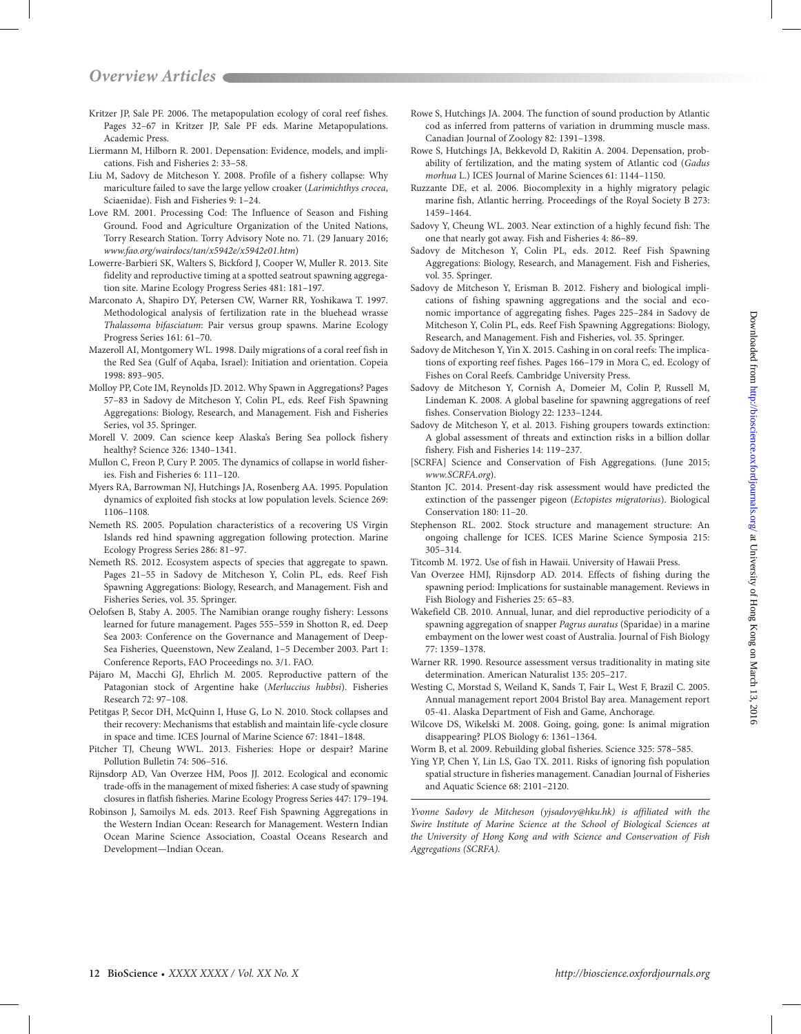Kritzer JP, Sale PF. 2006. The metapopulation ecology of coral reef fishes. Pages 32–67 in Kritzer JP, Sale PF eds. Marine Metapopulations. Academic Press.

Liermann M, Hilborn R. 2001. Depensation: Evidence, models, and implications. Fish and Fisheries 2: 33–58.

Liu M, Sadovy de Mitcheson Y. 2008. Profile of a fishery collapse: Why mariculture failed to save the large yellow croaker (*Larimichthys crocea*, Sciaenidae). Fish and Fisheries 9: 1–24.

Love RM. 2001. Processing Cod: The Influence of Season and Fishing Ground. Food and Agriculture Organization of the United Nations, Torry Research Station. Torry Advisory Note no. 71. (29 January 2016; *www.fao.org/wairdocs/tan/x5942e/x5942e01.htm*)

Lowerre-Barbieri SK, Walters S, Bickford J, Cooper W, Muller R. 2013. Site fidelity and reproductive timing at a spotted seatrout spawning aggregation site. Marine Ecology Progress Series 481: 181–197.

Marconato A, Shapiro DY, Petersen CW, Warner RR, Yoshikawa T. 1997. Methodological analysis of fertilization rate in the bluehead wrasse *Thalassoma bifasciatum*: Pair versus group spawns. Marine Ecology Progress Series 161: 61–70.

Mazeroll AI, Montgomery WL. 1998. Daily migrations of a coral reef fish in the Red Sea (Gulf of Aqaba, Israel): Initiation and orientation. Copeia 1998: 893–905.

Molloy PP, Cote IM, Reynolds JD. 2012. Why Spawn in Aggregations? Pages 57–83 in Sadovy de Mitcheson Y, Colin PL, eds. Reef Fish Spawning Aggregations: Biology, Research, and Management. Fish and Fisheries Series, vol 35. Springer.

Morell V. 2009. Can science keep Alaska's Bering Sea pollock fishery healthy? Science 326: 1340–1341.

Mullon C, Freon P, Cury P. 2005. The dynamics of collapse in world fisheries. Fish and Fisheries 6: 111–120.

Myers RA, Barrowman NJ, Hutchings JA, Rosenberg AA. 1995. Population dynamics of exploited fish stocks at low population levels. Science 269: 1106–1108.

Nemeth RS. 2005. Population characteristics of a recovering US Virgin Islands red hind spawning aggregation following protection. Marine Ecology Progress Series 286: 81–97.

Nemeth RS. 2012. Ecosystem aspects of species that aggregate to spawn. Pages 21–55 in Sadovy de Mitcheson Y, Colin PL, eds. Reef Fish Spawning Aggregations: Biology, Research, and Management. Fish and Fisheries Series, vol. 35. Springer.

Oelofsen B, Staby A. 2005. The Namibian orange roughy fishery: Lessons learned for future management. Pages 555–559 in Shotton R, ed. Deep Sea 2003: Conference on the Governance and Management of Deep-Sea Fisheries, Queenstown, New Zealand, 1–5 December 2003. Part 1: Conference Reports, FAO Proceedings no. 3/1. FAO.

Pájaro M, Macchi GJ, Ehrlich M. 2005. Reproductive pattern of the Patagonian stock of Argentine hake (*Merluccius hubbsi*). Fisheries Research 72: 97–108.

Petitgas P, Secor DH, McQuinn I, Huse G, Lo N. 2010. Stock collapses and their recovery: Mechanisms that establish and maintain life-cycle closure in space and time. ICES Journal of Marine Science 67: 1841–1848.

Pitcher TJ, Cheung WWL. 2013. Fisheries: Hope or despair? Marine Pollution Bulletin 74: 506–516.

Rijnsdorp AD, Van Overzee HM, Poos JJ. 2012. Ecological and economic trade-offs in the management of mixed fisheries: A case study of spawning closures in flatfish fisheries. Marine Ecology Progress Series 447: 179–194.

Robinson J, Samoilys M. eds. 2013. Reef Fish Spawning Aggregations in the Western Indian Ocean: Research for Management. Western Indian Ocean Marine Science Association, Coastal Oceans Research and Development—Indian Ocean.

Rowe S, Hutchings JA. 2004. The function of sound production by Atlantic cod as inferred from patterns of variation in drumming muscle mass. Canadian Journal of Zoology 82: 1391–1398.

Rowe S, Hutchings JA, Bekkevold D, Rakitin A. 2004. Depensation, probability of fertilization, and the mating system of Atlantic cod (*Gadus morhua* L.) ICES Journal of Marine Sciences 61: 1144–1150.

Ruzzante DE, et al. 2006. Biocomplexity in a highly migratory pelagic marine fish, Atlantic herring. Proceedings of the Royal Society B 273: 1459–1464.

Sadovy Y, Cheung WL. 2003. Near extinction of a highly fecund fish: The one that nearly got away. Fish and Fisheries 4: 86–89.

Sadovy de Mitcheson Y, Colin PL, eds. 2012. Reef Fish Spawning Aggregations: Biology, Research, and Management. Fish and Fisheries, vol. 35. Springer.

Sadovy de Mitcheson Y, Erisman B. 2012. Fishery and biological implications of fishing spawning aggregations and the social and economic importance of aggregating fishes. Pages 225–284 in Sadovy de Mitcheson Y, Colin PL, eds. Reef Fish Spawning Aggregations: Biology, Research, and Management. Fish and Fisheries, vol. 35. Springer.

Sadovy de Mitcheson Y, Yin X. 2015. Cashing in on coral reefs: The implications of exporting reef fishes. Pages 166–179 in Mora C, ed. Ecology of Fishes on Coral Reefs. Cambridge University Press.

Sadovy de Mitcheson Y, Cornish A, Domeier M, Colin P, Russell M, Lindeman K. 2008. A global baseline for spawning aggregations of reef fishes. Conservation Biology 22: 1233–1244.

Sadovy de Mitcheson Y, et al. 2013. Fishing groupers towards extinction: A global assessment of threats and extinction risks in a billion dollar fishery. Fish and Fisheries 14: 119–237.

[SCRFA] Science and Conservation of Fish Aggregations. (June 2015; *www.SCRFA.org*).

Stanton JC. 2014. Present-day risk assessment would have predicted the extinction of the passenger pigeon (*Ectopistes migratorius*). Biological Conservation 180: 11–20.

Stephenson RL. 2002. Stock structure and management structure: An ongoing challenge for ICES. ICES Marine Science Symposia 215: 305–314.

Titcomb M. 1972. Use of fish in Hawaii. University of Hawaii Press.

Van Overzee HMJ, Rijnsdorp AD. 2014. Effects of fishing during the spawning period: Implications for sustainable management. Reviews in Fish Biology and Fisheries 25: 65–83.

Wakefield CB. 2010. Annual, lunar, and diel reproductive periodicity of a spawning aggregation of snapper *Pagrus auratus* (Sparidae) in a marine embayment on the lower west coast of Australia. Journal of Fish Biology 77: 1359–1378.

Warner RR. 1990. Resource assessment versus traditionality in mating site determination. American Naturalist 135: 205–217.

Westing C, Morstad S, Weiland K, Sands T, Fair L, West F, Brazil C. 2005. Annual management report 2004 Bristol Bay area. Management report 05-41. Alaska Department of Fish and Game, Anchorage.

Wilcove DS, Wikelski M. 2008. Going, going, gone: Is animal migration disappearing? PLOS Biology 6: 1361–1364.

Worm B, et al. 2009. Rebuilding global fisheries. Science 325: 578–585.

Ying YP, Chen Y, Lin LS, Gao TX. 2011. Risks of ignoring fish population spatial structure in fisheries management. Canadian Journal of Fisheries and Aquatic Science 68: 2101–2120.

*Yvonne Sadovy de Mitcheson (yjsadovy@hku.hk) is affiliated with the Swire Institute of Marine Science at the School of Biological Sciences at the University of Hong Kong and with Science and Conservation of Fish Aggregations (SCRFA).*